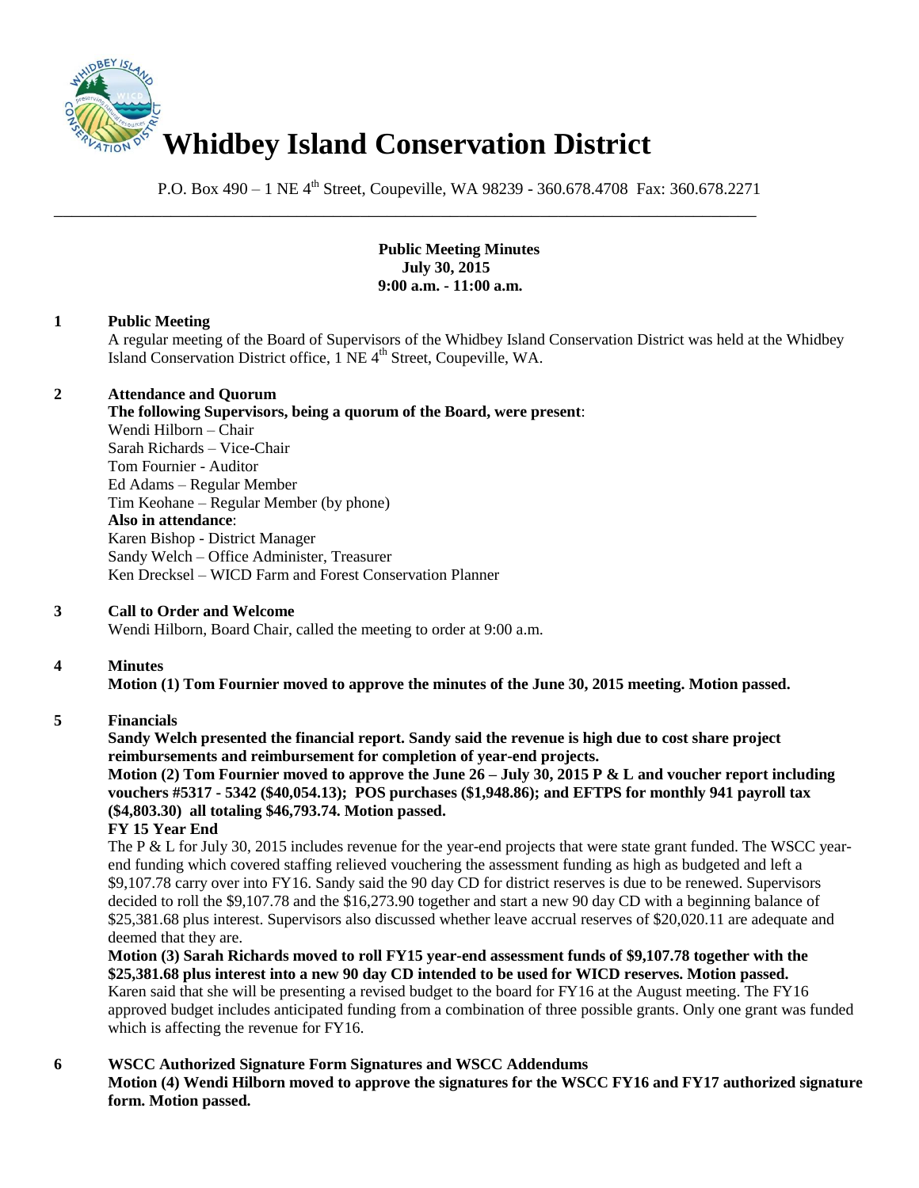# Whidbey Island Conservation District

P.O. Box 490 – 1 NE 4th Street, Coupeville, WA 98239 - 360.678.4708 Fax: 360.678.2271

---

**Public Meeting Minutes**
**July 30, 2015**
**9:00 a.m. - 11:00 a.m.**

**1 Public Meeting**

A regular meeting of the Board of Supervisors of the Whidbey Island Conservation District was held at the Whidbey Island Conservation District office, 1 NE 4th Street, Coupeville, WA.

**2 Attendance and Quorum**

**The following Supervisors, being a quorum of the Board, were present**:
Wendi Hilborn – Chair
Sarah Richards – Vice-Chair
Tom Fournier - Auditor
Ed Adams – Regular Member
Tim Keohane – Regular Member (by phone)
**Also in attendance**:
Karen Bishop - District Manager
Sandy Welch – Office Administer, Treasurer
Ken Drecksel – WICD Farm and Forest Conservation Planner

**3 Call to Order and Welcome**

Wendi Hilborn, Board Chair, called the meeting to order at 9:00 a.m.

**4 Minutes**

**Motion (1) Tom Fournier moved to approve the minutes of the June 30, 2015 meeting. Motion passed.**

**5 Financials**

**Sandy Welch presented the financial report. Sandy said the revenue is high due to cost share project reimbursements and reimbursement for completion of year-end projects.**

**Motion (2) Tom Fournier moved to approve the June 26 – July 30, 2015 P & L and voucher report including vouchers #5317 - 5342 ($40,054.13); POS purchases ($1,948.86); and EFTPS for monthly 941 payroll tax ($4,803.30) all totaling $46,793.74. Motion passed.**

**FY 15 Year End**

The P & L for July 30, 2015 includes revenue for the year-end projects that were state grant funded. The WSCC year-end funding which covered staffing relieved vouchering the assessment funding as high as budgeted and left a $9,107.78 carry over into FY16. Sandy said the 90 day CD for district reserves is due to be renewed. Supervisors decided to roll the $9,107.78 and the $16,273.90 together and start a new 90 day CD with a beginning balance of $25,381.68 plus interest. Supervisors also discussed whether leave accrual reserves of $20,020.11 are adequate and deemed that they are.

**Motion (3) Sarah Richards moved to roll FY15 year-end assessment funds of $9,107.78 together with the $25,381.68 plus interest into a new 90 day CD intended to be used for WICD reserves. Motion passed.**

Karen said that she will be presenting a revised budget to the board for FY16 at the August meeting. The FY16 approved budget includes anticipated funding from a combination of three possible grants. Only one grant was funded which is affecting the revenue for FY16.

**6 WSCC Authorized Signature Form Signatures and WSCC Addendums**

**Motion (4) Wendi Hilborn moved to approve the signatures for the WSCC FY16 and FY17 authorized signature form. Motion passed.**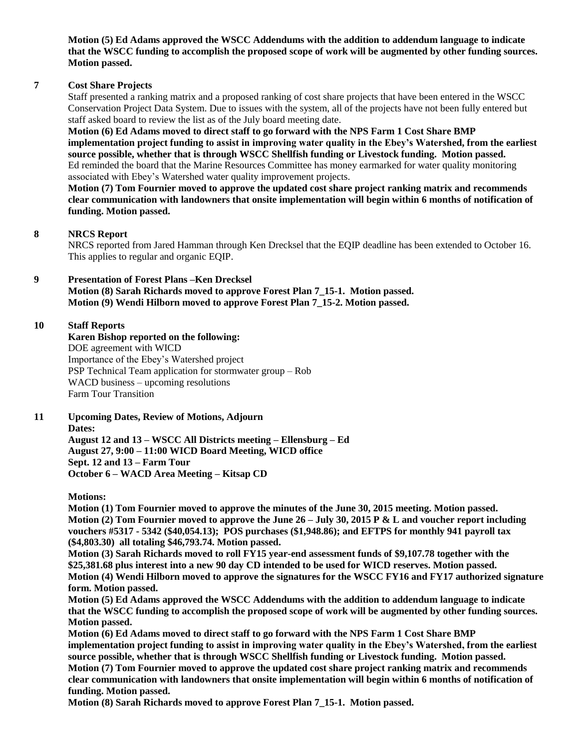**Motion (5) Ed Adams approved the WSCC Addendums with the addition to addendum language to indicate that the WSCC funding to accomplish the proposed scope of work will be augmented by other funding sources. Motion passed.**

**7 Cost Share Projects**

Staff presented a ranking matrix and a proposed ranking of cost share projects that have been entered in the WSCC Conservation Project Data System. Due to issues with the system, all of the projects have not been fully entered but staff asked board to review the list as of the July board meeting date.

**Motion (6) Ed Adams moved to direct staff to go forward with the NPS Farm 1 Cost Share BMP implementation project funding to assist in improving water quality in the Ebey's Watershed, from the earliest source possible, whether that is through WSCC Shellfish funding or Livestock funding. Motion passed.**

Ed reminded the board that the Marine Resources Committee has money earmarked for water quality monitoring associated with Ebey's Watershed water quality improvement projects.

**Motion (7) Tom Fournier moved to approve the updated cost share project ranking matrix and recommends clear communication with landowners that onsite implementation will begin within 6 months of notification of funding. Motion passed.**

**8 NRCS Report**

NRCS reported from Jared Hamman through Ken Drecksel that the EQIP deadline has been extended to October 16. This applies to regular and organic EQIP.

**9 Presentation of Forest Plans –Ken Drecksel**

**Motion (8) Sarah Richards moved to approve Forest Plan 7_15-1. Motion passed.**
**Motion (9) Wendi Hilborn moved to approve Forest Plan 7_15-2. Motion passed.**

**10 Staff Reports**

**Karen Bishop reported on the following:**

DOE agreement with WICD
Importance of the Ebey's Watershed project
PSP Technical Team application for stormwater group – Rob
WACD business – upcoming resolutions
Farm Tour Transition

**11 Upcoming Dates, Review of Motions, Adjourn**

**Dates:**

**August 12 and 13 – WSCC All Districts meeting – Ellensburg – Ed**
**August 27, 9:00 – 11:00 WICD Board Meeting, WICD office**
**Sept. 12 and 13 – Farm Tour**
**October 6 – WACD Area Meeting – Kitsap CD**

**Motions:**

**Motion (1) Tom Fournier moved to approve the minutes of the June 30, 2015 meeting. Motion passed.**
**Motion (2) Tom Fournier moved to approve the June 26 – July 30, 2015 P & L and voucher report including vouchers #5317 - 5342 ($40,054.13); POS purchases ($1,948.86); and EFTPS for monthly 941 payroll tax ($4,803.30) all totaling $46,793.74. Motion passed.**
**Motion (3) Sarah Richards moved to roll FY15 year-end assessment funds of $9,107.78 together with the $25,381.68 plus interest into a new 90 day CD intended to be used for WICD reserves. Motion passed.**
**Motion (4) Wendi Hilborn moved to approve the signatures for the WSCC FY16 and FY17 authorized signature form. Motion passed.**
**Motion (5) Ed Adams approved the WSCC Addendums with the addition to addendum language to indicate that the WSCC funding to accomplish the proposed scope of work will be augmented by other funding sources. Motion passed.**
**Motion (6) Ed Adams moved to direct staff to go forward with the NPS Farm 1 Cost Share BMP implementation project funding to assist in improving water quality in the Ebey's Watershed, from the earliest source possible, whether that is through WSCC Shellfish funding or Livestock funding. Motion passed.**
**Motion (7) Tom Fournier moved to approve the updated cost share project ranking matrix and recommends clear communication with landowners that onsite implementation will begin within 6 months of notification of funding. Motion passed.**
**Motion (8) Sarah Richards moved to approve Forest Plan 7_15-1. Motion passed.**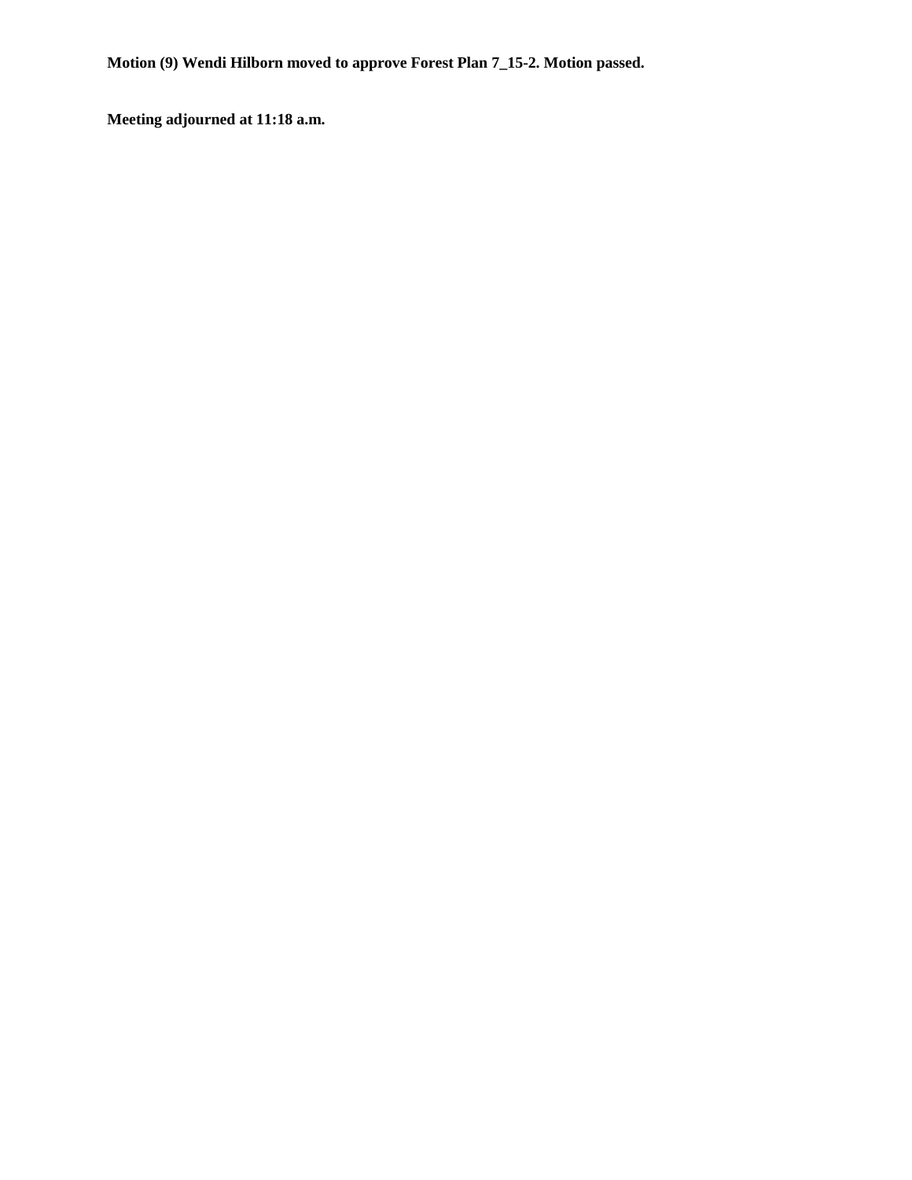**Motion (9) Wendi Hilborn moved to approve Forest Plan 7_15-2. Motion passed.**

**Meeting adjourned at 11:18 a.m.**